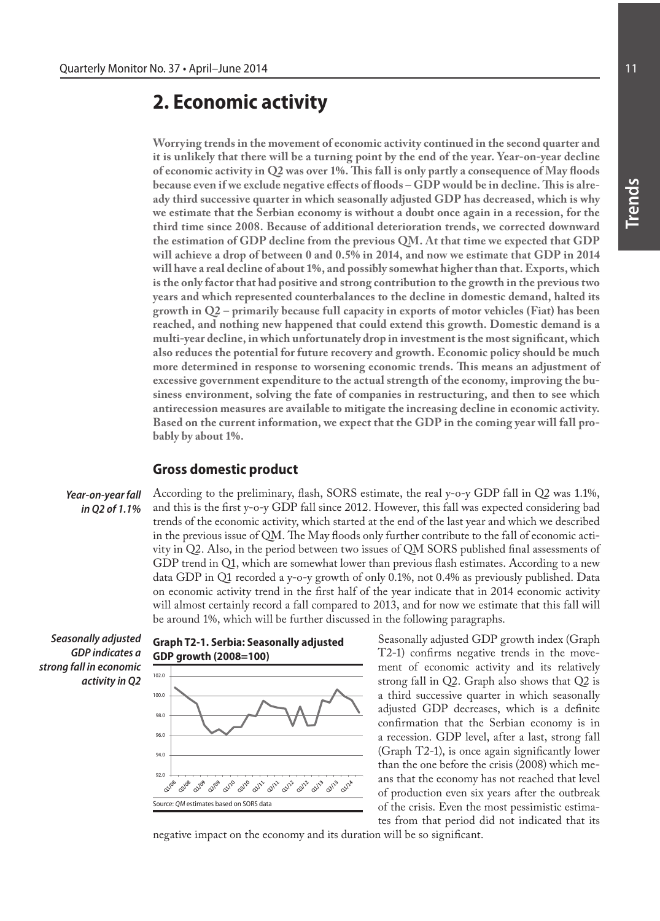# 2. Economic activity

**Worrying trends in the movement of economic activity continued in the second quarter and it is unlikely that there will be a turning point by the end of the year. Year-on-year decline of economic activity in Q2 was over 1%. This fall is only partly a consequence of May floods because even if we exclude negative effects of floods – GDP would be in decline. This is already third successive quarter in which seasonally adjusted GDP has decreased, which is why we estimate that the Serbian economy is without a doubt once again in a recession, for the third time since 2008. Because of additional deterioration trends, we corrected downward the estimation of GDP decline from the previous QM. At that time we expected that GDP will achieve a drop of between 0 and 0.5% in 2014, and now we estimate that GDP in 2014 will have a real decline of about 1%, and possibly somewhat higher than that. Exports, which is the only factor that had positive and strong contribution to the growth in the previous two years and which represented counterbalances to the decline in domestic demand, halted its growth in Q2 – primarily because full capacity in exports of motor vehicles (Fiat) has been reached, and nothing new happened that could extend this growth. Domestic demand is a multi-year decline, in which unfortunately drop in investment is the most significant, which also reduces the potential for future recovery and growth. Economic policy should be much more determined in response to worsening economic trends. This means an adjustment of excessive government expenditure to the actual strength of the economy, improving the business environment, solving the fate of companies in restructuring, and then to see which antirecession measures are available to mitigate the increasing decline in economic activity. Based on the current information, we expect that the GDP in the coming year will fall probably by about 1%.**

## Gross domestic product

***Year-on-year fall in Q2 of 1.1%***

According to the preliminary, flash, SORS estimate, the real y-o-y GDP fall in Q2 was 1.1%, and this is the first y-o-y GDP fall since 2012. However, this fall was expected considering bad trends of the economic activity, which started at the end of the last year and which we described in the previous issue of QM. The May floods only further contribute to the fall of economic activity in Q2. Also, in the period between two issues of QM SORS published final assessments of GDP trend in Q1, which are somewhat lower than previous flash estimates. According to a new data GDP in Q1 recorded a y-o-y growth of only 0.1%, not 0.4% as previously published. Data on economic activity trend in the first half of the year indicate that in 2014 economic activity will almost certainly record a fall compared to 2013, and for now we estimate that this fall will be around 1%, which will be further discussed in the following paragraphs.

***Seasonally adjusted GDP indicates a strong fall in economic activity in Q2***

**Graph T2-1. Serbia: Seasonally adjusted GDP growth (2008=100)**

Source: *QM* estimates based on SORS data

Seasonally adjusted GDP growth index (Graph T2-1) confirms negative trends in the movement of economic activity and its relatively strong fall in Q2. Graph also shows that Q2 is a third successive quarter in which seasonally adjusted GDP decreases, which is a definite confirmation that the Serbian economy is in a recession. GDP level, after a last, strong fall (Graph T2-1), is once again significantly lower than the one before the crisis (2008) which means that the economy has not reached that level of production even six years after the outbreak of the crisis. Even the most pessimistic estimates from that period did not indicated that its negative impact on the economy and its duration will be so significant.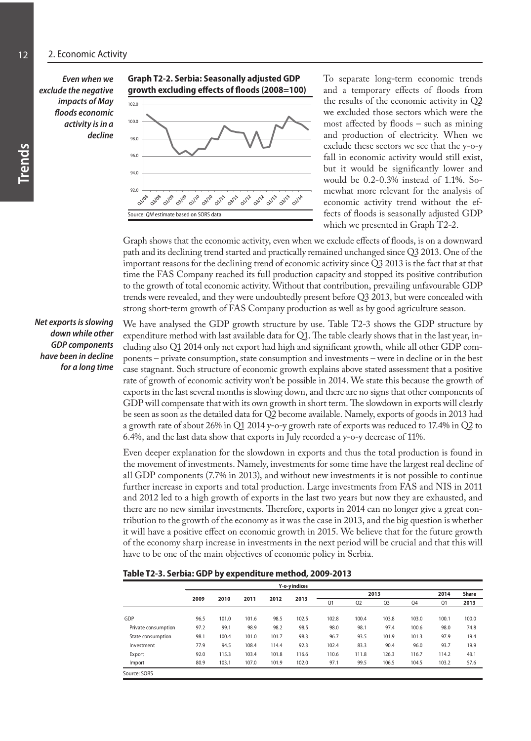*Even when we exclude the negative impacts of May floods economic activity is in a decline*

**Graph T2-2. Serbia: Seasonally adjusted GDP growth excluding effects of floods (2008=100)**

Source: *QM* estimate based on SORS data

To separate long-term economic trends and a temporary effects of floods from the results of the economic activity in Q2 we excluded those sectors which were the most affected by floods – such as mining and production of electricity. When we exclude these sectors we see that the y-o-y fall in economic activity would still exist, but it would be significantly lower and would be 0.2-0.3% instead of 1.1%. Somewhat more relevant for the analysis of economic activity trend without the effects of floods is seasonally adjusted GDP which we presented in Graph T2-2.

Graph shows that the economic activity, even when we exclude effects of floods, is on a downward path and its declining trend started and practically remained unchanged since Q3 2013. One of the important reasons for the declining trend of economic activity since Q3 2013 is the fact that at that time the FAS Company reached its full production capacity and stopped its positive contribution to the growth of total economic activity. Without that contribution, prevailing unfavourable GDP trends were revealed, and they were undoubtedly present before Q3 2013, but were concealed with strong short-term growth of FAS Company production as well as by good agriculture season.

*Net exports is slowing down while other GDP components have been in decline for a long time*

We have analysed the GDP growth structure by use. Table T2-3 shows the GDP structure by expenditure method with last available data for Q1. The table clearly shows that in the last year, including also Q1 2014 only net export had high and significant growth, while all other GDP components – private consumption, state consumption and investments – were in decline or in the best case stagnant. Such structure of economic growth explains above stated assessment that a positive rate of growth of economic activity won't be possible in 2014. We state this because the growth of exports in the last several months is slowing down, and there are no signs that other components of GDP will compensate that with its own growth in short term. The slowdown in exports will clearly be seen as soon as the detailed data for Q2 become available. Namely, exports of goods in 2013 had a growth rate of about 26% in Q1 2014 y-o-y growth rate of exports was reduced to 17.4% in Q2 to 6.4%, and the last data show that exports in July recorded a y-o-y decrease of 11%.

Even deeper explanation for the slowdown in exports and thus the total production is found in the movement of investments. Namely, investments for some time have the largest real decline of all GDP components (7.7% in 2013), and without new investments it is not possible to continue further increase in exports and total production. Large investments from FAS and NIS in 2011 and 2012 led to a high growth of exports in the last two years but now they are exhausted, and there are no new similar investments. Therefore, exports in 2014 can no longer give a great contribution to the growth of the economy as it was the case in 2013, and the big question is whether it will have a positive effect on economic growth in 2015. We believe that for the future growth of the economy sharp increase in investments in the next period will be crucial and that this will have to be one of the main objectives of economic policy in Serbia.

**Table T2-3. Serbia: GDP by expenditure method, 2009-2013**

| | Y-o-y indices | | | | | | | | | | |
|---|---|---|---|---|---|---|---|---|---|---|---|
| | 2009 | 2010 | 2011 | 2012 | 2013 | 2013 | | | | 2014 | Share |
| | | | | | | Q1 | Q2 | Q3 | Q4 | Q1 | 2013 |
| GDP | 96.5 | 101.0 | 101.6 | 98.5 | 102.5 | 102.8 | 100.4 | 103.8 | 103.0 | 100.1 | 100.0 |
| Private consumption | 97.2 | 99.1 | 98.9 | 98.2 | 98.5 | 98.0 | 98.1 | 97.4 | 100.6 | 98.0 | 74.8 |
| State consumption | 98.1 | 100.4 | 101.0 | 101.7 | 98.3 | 96.7 | 93.5 | 101.9 | 101.3 | 97.9 | 19.4 |
| Investment | 77.9 | 94.5 | 108.4 | 114.4 | 92.3 | 102.4 | 83.3 | 90.4 | 96.0 | 93.7 | 19.9 |
| Export | 92.0 | 115.3 | 103.4 | 101.8 | 116.6 | 110.6 | 111.8 | 126.3 | 116.7 | 114.2 | 43.1 |
| Import | 80.9 | 103.1 | 107.0 | 101.9 | 102.0 | 97.1 | 99.5 | 106.5 | 104.5 | 103.2 | 57.6 |

Source: SORS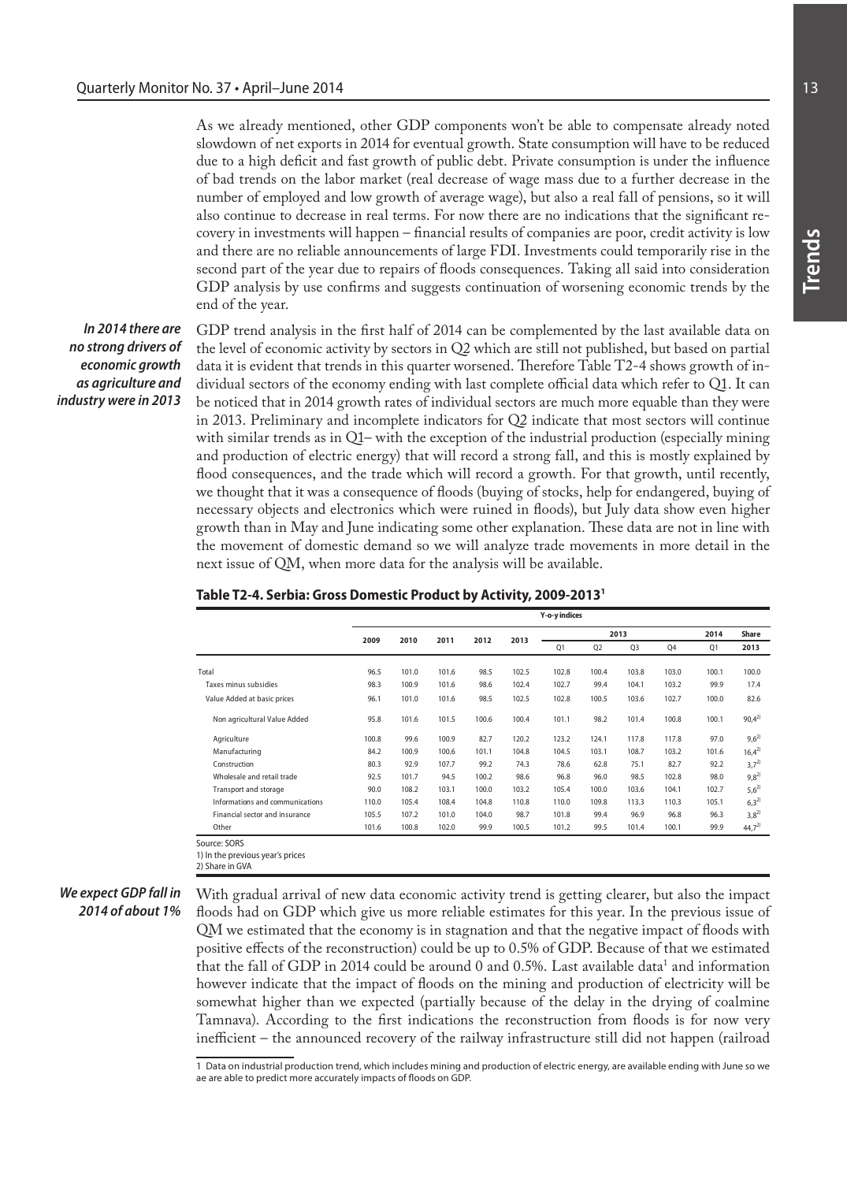As we already mentioned, other GDP components won't be able to compensate already noted slowdown of net exports in 2014 for eventual growth. State consumption will have to be reduced due to a high deficit and fast growth of public debt. Private consumption is under the influence of bad trends on the labor market (real decrease of wage mass due to a further decrease in the number of employed and low growth of average wage), but also a real fall of pensions, so it will also continue to decrease in real terms. For now there are no indications that the significant recovery in investments will happen – financial results of companies are poor, credit activity is low and there are no reliable announcements of large FDI. Investments could temporarily rise in the second part of the year due to repairs of floods consequences. Taking all said into consideration GDP analysis by use confirms and suggests continuation of worsening economic trends by the end of the year.

***In 2014 there are no strong drivers of economic growth as agriculture and industry were in 2013***

GDP trend analysis in the first half of 2014 can be complemented by the last available data on the level of economic activity by sectors in Q2 which are still not published, but based on partial data it is evident that trends in this quarter worsened. Therefore Table T2-4 shows growth of individual sectors of the economy ending with last complete official data which refer to Q1. It can be noticed that in 2014 growth rates of individual sectors are much more equable than they were in 2013. Preliminary and incomplete indicators for Q2 indicate that most sectors will continue with similar trends as in Q1– with the exception of the industrial production (especially mining and production of electric energy) that will record a strong fall, and this is mostly explained by flood consequences, and the trade which will record a growth. For that growth, until recently, we thought that it was a consequence of floods (buying of stocks, help for endangered, buying of necessary objects and electronics which were ruined in floods), but July data show even higher growth than in May and June indicating some other explanation. These data are not in line with the movement of domestic demand so we will analyze trade movements in more detail in the next issue of QM, when more data for the analysis will be available.

**Table T2-4. Serbia: Gross Domestic Product by Activity, 2009-2013[1]**

| | Y-o-y indices | | | | | | | | | | Share |
|---|---|---|---|---|---|---|---|---|---|---|---|
| | 2009 | 2010 | 2011 | 2012 | 2013 | 2013 | | | | 2014 | 2013 |
| | | | | | | Q1 | Q2 | Q3 | Q4 | Q1 | |
| Total | 96.5 | 101.0 | 101.6 | 98.5 | 102.5 | 102.8 | 100.4 | 103.8 | 103.0 | 100.1 | 100.0 |
| Taxes minus subsidies | 98.3 | 100.9 | 101.6 | 98.6 | 102.4 | 102.7 | 99.4 | 104.1 | 103.2 | 99.9 | 17.4 |
| Value Added at basic prices | 96.1 | 101.0 | 101.6 | 98.5 | 102.5 | 102.8 | 100.5 | 103.6 | 102.7 | 100.0 | 82.6 |
| Non agricultural Value Added | 95.8 | 101.6 | 101.5 | 100.6 | 100.4 | 101.1 | 98.2 | 101.4 | 100.8 | 100.1 | 90,4[2] |
| Agriculture | 100.8 | 99.6 | 100.9 | 82.7 | 120.2 | 123.2 | 124.1 | 117.8 | 117.8 | 97.0 | 9,6[2] |
| Manufacturing | 84.2 | 100.9 | 100.6 | 101.1 | 104.8 | 104.5 | 103.1 | 108.7 | 103.2 | 101.6 | 16,4[2] |
| Construction | 80.3 | 92.9 | 107.7 | 99.2 | 74.3 | 78.6 | 62.8 | 75.1 | 82.7 | 92.2 | 3,7[2] |
| Wholesale and retail trade | 92.5 | 101.7 | 94.5 | 100.2 | 98.6 | 96.8 | 96.0 | 98.5 | 102.8 | 98.0 | 9,8[2] |
| Transport and storage | 90.0 | 108.2 | 103.1 | 100.0 | 103.2 | 105.4 | 100.0 | 103.6 | 104.1 | 102.7 | 5,6[2] |
| Informations and communications | 110.0 | 105.4 | 108.4 | 104.8 | 110.8 | 110.0 | 109.8 | 113.3 | 110.3 | 105.1 | 6,3[2] |
| Financial sector and insurance | 105.5 | 107.2 | 101.0 | 104.0 | 98.7 | 101.8 | 99.4 | 96.9 | 96.8 | 96.3 | 3,8[2] |
| Other | 101.6 | 100.8 | 102.0 | 99.9 | 100.5 | 101.2 | 99.5 | 101.4 | 100.1 | 99.9 | 44,7[2] |

Source: SORS
1) In the previous year's prices
2) Share in GVA

***We expect GDP fall in 2014 of about 1%***

With gradual arrival of new data economic activity trend is getting clearer, but also the impact floods had on GDP which give us more reliable estimates for this year. In the previous issue of QM we estimated that the economy is in stagnation and that the negative impact of floods with positive effects of the reconstruction) could be up to 0.5% of GDP. Because of that we estimated that the fall of GDP in 2014 could be around 0 and 0.5%. Last available data[1] and information however indicate that the impact of floods on the mining and production of electricity will be somewhat higher than we expected (partially because of the delay in the drying of coalmine Tamnava). According to the first indications the reconstruction from floods is for now very inefficient – the announced recovery of the railway infrastructure still did not happen (railroad

1 Data on industrial production trend, which includes mining and production of electric energy, are available ending with June so we ae are able to predict more accurately impacts of floods on GDP.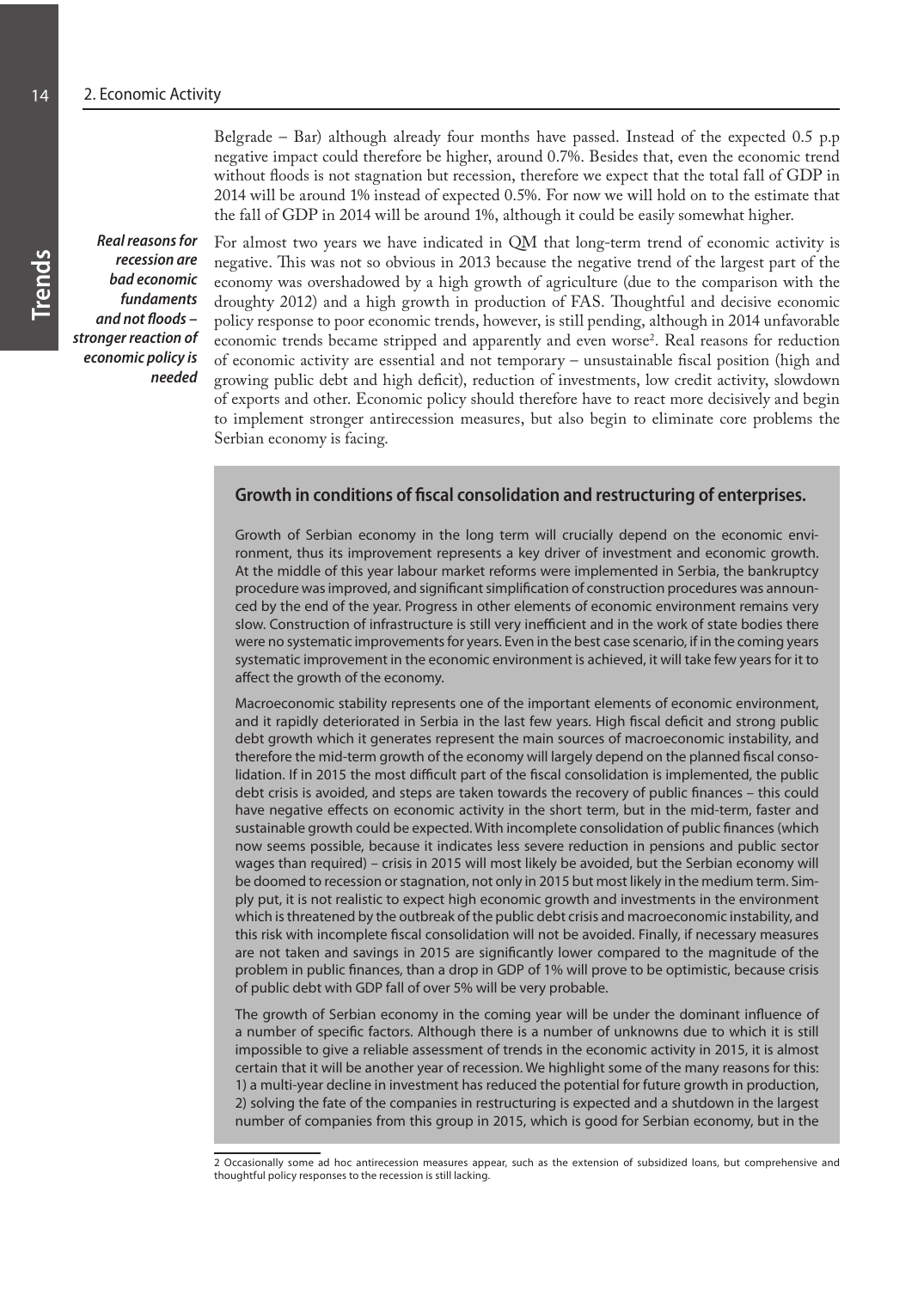Belgrade – Bar) although already four months have passed. Instead of the expected 0.5 p.p negative impact could therefore be higher, around 0.7%. Besides that, even the economic trend without floods is not stagnation but recession, therefore we expect that the total fall of GDP in 2014 will be around 1% instead of expected 0.5%. For now we will hold on to the estimate that the fall of GDP in 2014 will be around 1%, although it could be easily somewhat higher.

***Real reasons for recession are bad economic fundaments and not floods – stronger reaction of economic policy is needed***

For almost two years we have indicated in QM that long-term trend of economic activity is negative. This was not so obvious in 2013 because the negative trend of the largest part of the economy was overshadowed by a high growth of agriculture (due to the comparison with the droughty 2012) and a high growth in production of FAS. Thoughtful and decisive economic policy response to poor economic trends, however, is still pending, although in 2014 unfavorable economic trends became stripped and apparently and even worse[2]. Real reasons for reduction of economic activity are essential and not temporary – unsustainable fiscal position (high and growing public debt and high deficit), reduction of investments, low credit activity, slowdown of exports and other. Economic policy should therefore have to react more decisively and begin to implement stronger antirecession measures, but also begin to eliminate core problems the Serbian economy is facing.

### Growth in conditions of fiscal consolidation and restructuring of enterprises.

Growth of Serbian economy in the long term will crucially depend on the economic environment, thus its improvement represents a key driver of investment and economic growth. At the middle of this year labour market reforms were implemented in Serbia, the bankruptcy procedure was improved, and significant simplification of construction procedures was announced by the end of the year. Progress in other elements of economic environment remains very slow. Construction of infrastructure is still very inefficient and in the work of state bodies there were no systematic improvements for years. Even in the best case scenario, if in the coming years systematic improvement in the economic environment is achieved, it will take few years for it to affect the growth of the economy.

Macroeconomic stability represents one of the important elements of economic environment, and it rapidly deteriorated in Serbia in the last few years. High fiscal deficit and strong public debt growth which it generates represent the main sources of macroeconomic instability, and therefore the mid-term growth of the economy will largely depend on the planned fiscal consolidation. If in 2015 the most difficult part of the fiscal consolidation is implemented, the public debt crisis is avoided, and steps are taken towards the recovery of public finances – this could have negative effects on economic activity in the short term, but in the mid-term, faster and sustainable growth could be expected. With incomplete consolidation of public finances (which now seems possible, because it indicates less severe reduction in pensions and public sector wages than required) – crisis in 2015 will most likely be avoided, but the Serbian economy will be doomed to recession or stagnation, not only in 2015 but most likely in the medium term. Simply put, it is not realistic to expect high economic growth and investments in the environment which is threatened by the outbreak of the public debt crisis and macroeconomic instability, and this risk with incomplete fiscal consolidation will not be avoided. Finally, if necessary measures are not taken and savings in 2015 are significantly lower compared to the magnitude of the problem in public finances, than a drop in GDP of 1% will prove to be optimistic, because crisis of public debt with GDP fall of over 5% will be very probable.

The growth of Serbian economy in the coming year will be under the dominant influence of a number of specific factors. Although there is a number of unknowns due to which it is still impossible to give a reliable assessment of trends in the economic activity in 2015, it is almost certain that it will be another year of recession. We highlight some of the many reasons for this: 1) a multi-year decline in investment has reduced the potential for future growth in production, 2) solving the fate of the companies in restructuring is expected and a shutdown in the largest number of companies from this group in 2015, which is good for Serbian economy, but in the

---

2 Occasionally some ad hoc antirecession measures appear, such as the extension of subsidized loans, but comprehensive and thoughtful policy responses to the recession is still lacking.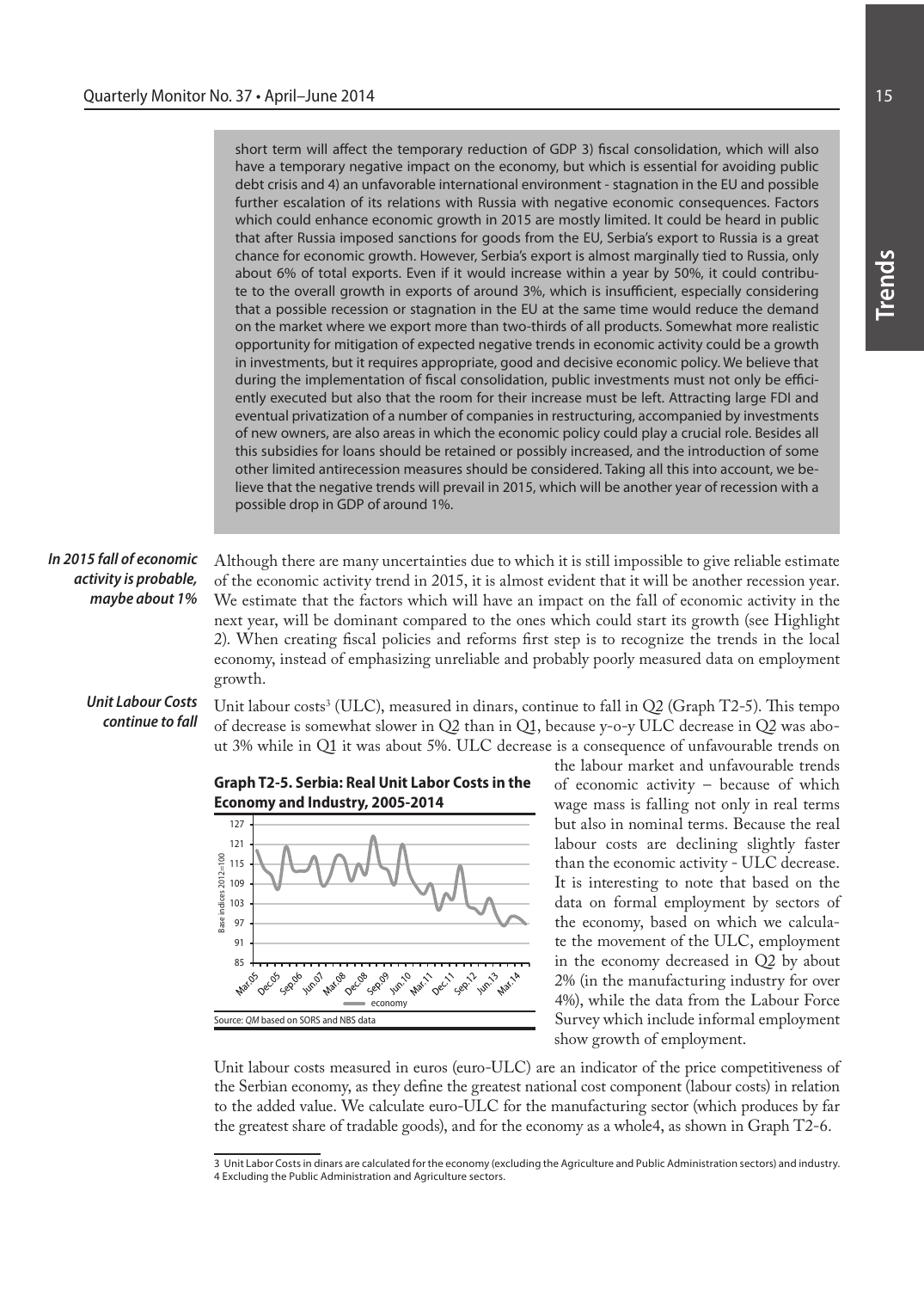short term will affect the temporary reduction of GDP 3) fiscal consolidation, which will also have a temporary negative impact on the economy, but which is essential for avoiding public debt crisis and 4) an unfavorable international environment - stagnation in the EU and possible further escalation of its relations with Russia with negative economic consequences. Factors which could enhance economic growth in 2015 are mostly limited. It could be heard in public that after Russia imposed sanctions for goods from the EU, Serbia's export to Russia is a great chance for economic growth. However, Serbia's export is almost marginally tied to Russia, only about 6% of total exports. Even if it would increase within a year by 50%, it could contribute to the overall growth in exports of around 3%, which is insufficient, especially considering that a possible recession or stagnation in the EU at the same time would reduce the demand on the market where we export more than two-thirds of all products. Somewhat more realistic opportunity for mitigation of expected negative trends in economic activity could be a growth in investments, but it requires appropriate, good and decisive economic policy. We believe that during the implementation of fiscal consolidation, public investments must not only be efficiently executed but also that the room for their increase must be left. Attracting large FDI and eventual privatization of a number of companies in restructuring, accompanied by investments of new owners, are also areas in which the economic policy could play a crucial role. Besides all this subsidies for loans should be retained or possibly increased, and the introduction of some other limited antirecession measures should be considered. Taking all this into account, we believe that the negative trends will prevail in 2015, which will be another year of recession with a possible drop in GDP of around 1%.

***In 2015 fall of economic activity is probable, maybe about 1%***

Although there are many uncertainties due to which it is still impossible to give reliable estimate of the economic activity trend in 2015, it is almost evident that it will be another recession year. We estimate that the factors which will have an impact on the fall of economic activity in the next year, will be dominant compared to the ones which could start its growth (see Highlight 2). When creating fiscal policies and reforms first step is to recognize the trends in the local economy, instead of emphasizing unreliable and probably poorly measured data on employment growth.

***Unit Labour Costs continue to fall***

Unit labour costs[3] (ULC), measured in dinars, continue to fall in Q2 (Graph T2-5). This tempo of decrease is somewhat slower in Q2 than in Q1, because y-o-y ULC decrease in Q2 was about 3% while in Q1 it was about 5%. ULC decrease is a consequence of unfavourable trends on the labour market and unfavourable trends of economic activity – because of which wage mass is falling not only in real terms but also in nominal terms. Because the real labour costs are declining slightly faster than the economic activity - ULC decrease. It is interesting to note that based on the data on formal employment by sectors of the economy, based on which we calculate the movement of the ULC, employment in the economy decreased in Q2 by about 2% (in the manufacturing industry for over 4%), while the data from the Labour Force Survey which include informal employment show growth of employment.

**Graph T2-5. Serbia: Real Unit Labor Costs in the Economy and Industry, 2005-2014**

Source: *QM* based on SORS and NBS data

Unit labour costs measured in euros (euro-ULC) are an indicator of the price competitiveness of the Serbian economy, as they define the greatest national cost component (labour costs) in relation to the added value. We calculate euro-ULC for the manufacturing sector (which produces by far the greatest share of tradable goods), and for the economy as a whole4, as shown in Graph T2-6.

---

[3] Unit Labor Costs in dinars are calculated for the economy (excluding the Agriculture and Public Administration sectors) and industry.
[4] Excluding the Public Administration and Agriculture sectors.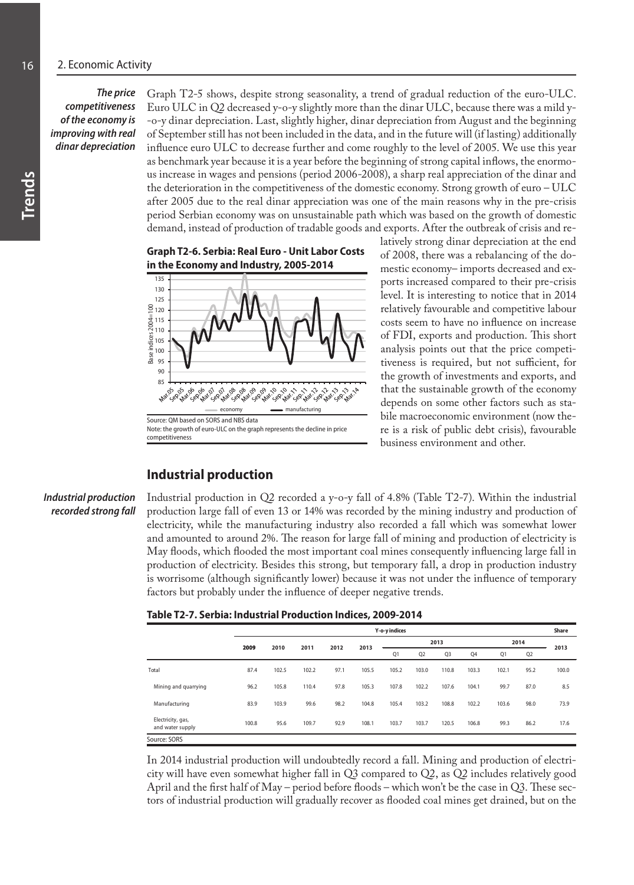*The price competitiveness of the economy is improving with real dinar depreciation*

Graph T2-5 shows, despite strong seasonality, a trend of gradual reduction of the euro-ULC. Euro ULC in Q2 decreased y-o-y slightly more than the dinar ULC, because there was a mild y-o-y dinar depreciation. Last, slightly higher, dinar depreciation from August and the beginning of September still has not been included in the data, and in the future will (if lasting) additionally influence euro ULC to decrease further and come roughly to the level of 2005. We use this year as benchmark year because it is a year before the beginning of strong capital inflows, the enormous increase in wages and pensions (period 2006-2008), a sharp real appreciation of the dinar and the deterioration in the competitiveness of the domestic economy. Strong growth of euro – ULC after 2005 due to the real dinar appreciation was one of the main reasons why in the pre-crisis period Serbian economy was on unsustainable path which was based on the growth of domestic demand, instead of production of tradable goods and exports. After the outbreak of crisis and relatively strong dinar depreciation at the end of 2008, there was a rebalancing of the domestic economy– imports decreased and exports increased compared to their pre-crisis level. It is interesting to notice that in 2014 relatively favourable and competitive labour costs seem to have no influence on increase of FDI, exports and production. This short analysis points out that the price competitiveness is required, but not sufficient, for the growth of investments and exports, and that the sustainable growth of the economy depends on some other factors such as stabile macroeconomic environment (now there is a risk of public debt crisis), favourable business environment and other.

**Graph T2-6. Serbia: Real Euro - Unit Labor Costs in the Economy and Industry, 2005-2014**

Source: QM based on SORS and NBS data
Note: the growth of euro-ULC on the graph represents the decline in price competitiveness

## Industrial production

*Industrial production recorded strong fall*

Industrial production in Q2 recorded a y-o-y fall of 4.8% (Table T2-7). Within the industrial production large fall of even 13 or 14% was recorded by the mining industry and production of electricity, while the manufacturing industry also recorded a fall which was somewhat lower and amounted to around 2%. The reason for large fall of mining and production of electricity is May floods, which flooded the most important coal mines consequently influencing large fall in production of electricity. Besides this strong, but temporary fall, a drop in production industry is worrisome (although significantly lower) because it was not under the influence of temporary factors but probably under the influence of deeper negative trends.

**Table T2-7. Serbia: Industrial Production Indices, 2009-2014**

| | Y-o-y indices | | | | | | | | | | | Share |
|---|---|---|---|---|---|---|---|---|---|---|---|---|
| | 2009 | 2010 | 2011 | 2012 | 2013 | 2013 | | | | 2014 | | 2013 |
| | | | | | | Q1 | Q2 | Q3 | Q4 | Q1 | Q2 | |
| Total | 87.4 | 102.5 | 102.2 | 97.1 | 105.5 | 105.2 | 103.0 | 110.8 | 103.3 | 102.1 | 95.2 | 100.0 |
| Mining and quarrying | 96.2 | 105.8 | 110.4 | 97.8 | 105.3 | 107.8 | 102.2 | 107.6 | 104.1 | 99.7 | 87.0 | 8.5 |
| Manufacturing | 83.9 | 103.9 | 99.6 | 98.2 | 104.8 | 105.4 | 103.2 | 108.8 | 102.2 | 103.6 | 98.0 | 73.9 |
| Electricity, gas, and water supply | 100.8 | 95.6 | 109.7 | 92.9 | 108.1 | 103.7 | 103.7 | 120.5 | 106.8 | 99.3 | 86.2 | 17.6 |

Source: SORS

In 2014 industrial production will undoubtedly record a fall. Mining and production of electricity will have even somewhat higher fall in Q3 compared to Q2, as Q2 includes relatively good April and the first half of May – period before floods – which won't be the case in Q3. These sectors of industrial production will gradually recover as flooded coal mines get drained, but on the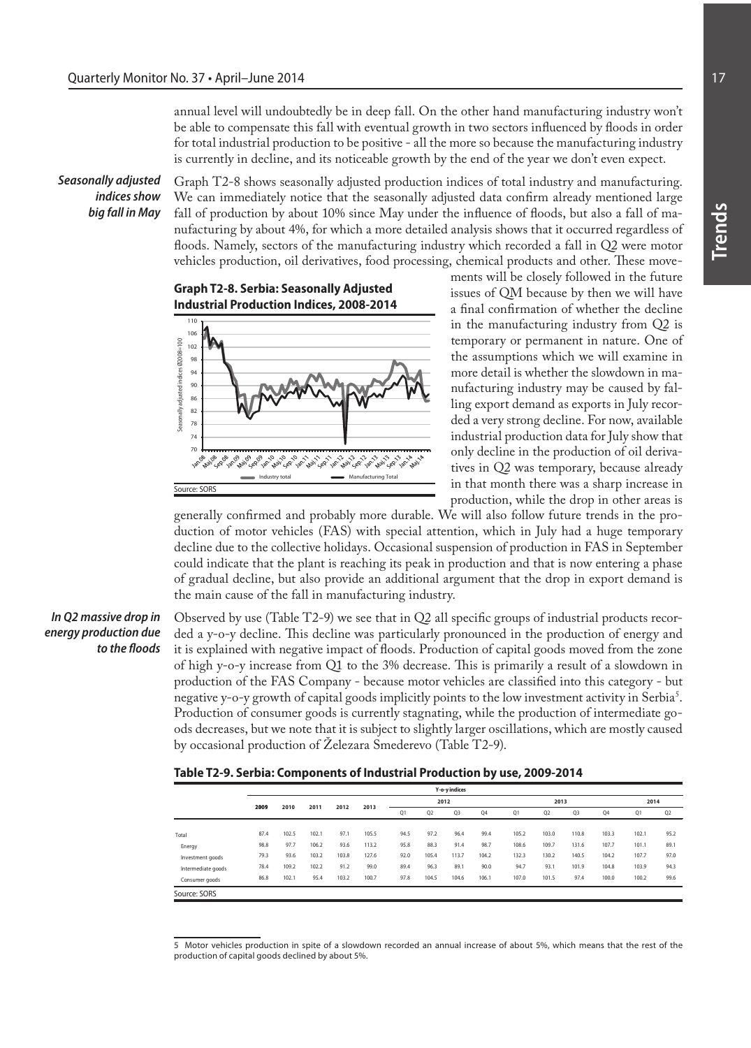annual level will undoubtedly be in deep fall. On the other hand manufacturing industry won't be able to compensate this fall with eventual growth in two sectors influenced by floods in order for total industrial production to be positive - all the more so because the manufacturing industry is currently in decline, and its noticeable growth by the end of the year we don't even expect.

***Seasonally adjusted indices show big fall in May***

Graph T2-8 shows seasonally adjusted production indices of total industry and manufacturing. We can immediately notice that the seasonally adjusted data confirm already mentioned large fall of production by about 10% since May under the influence of floods, but also a fall of manufacturing by about 4%, for which a more detailed analysis shows that it occurred regardless of floods. Namely, sectors of the manufacturing industry which recorded a fall in Q2 were motor vehicles production, oil derivatives, food processing, chemical products and other. These movements will be closely followed in the future issues of QM because by then we will have a final confirmation of whether the decline in the manufacturing industry from Q2 is temporary or permanent in nature. One of the assumptions which we will examine in more detail is whether the slowdown in manufacturing industry may be caused by falling export demand as exports in July recorded a very strong decline. For now, available industrial production data for July show that only decline in the production of oil derivatives in Q2 was temporary, because already in that month there was a sharp increase in production, while the drop in other areas is generally confirmed and probably more durable. We will also follow future trends in the production of motor vehicles (FAS) with special attention, which in July had a huge temporary decline due to the collective holidays. Occasional suspension of production in FAS in September could indicate that the plant is reaching its peak in production and that is now entering a phase of gradual decline, but also provide an additional argument that the drop in export demand is the main cause of the fall in manufacturing industry.

**Graph T2-8. Serbia: Seasonally Adjusted Industrial Production Indices, 2008-2014**

Source: SORS

***In Q2 massive drop in energy production due to the floods***

Observed by use (Table T2-9) we see that in Q2 all specific groups of industrial products recorded a y-o-y decline. This decline was particularly pronounced in the production of energy and it is explained with negative impact of floods. Production of capital goods moved from the zone of high y-o-y increase from Q1 to the 3% decrease. This is primarily a result of a slowdown in production of the FAS Company - because motor vehicles are classified into this category - but negative y-o-y growth of capital goods implicitly points to the low investment activity in Serbia[5]. Production of consumer goods is currently stagnating, while the production of intermediate goods decreases, but we note that it is subject to slightly larger oscillations, which are mostly caused by occasional production of Železara Smederevo (Table T2-9).

**Table T2-9. Serbia: Components of Industrial Production by use, 2009-2014**

| | Y-o-y indices | | | | | | | | | | | | | | |
|---|---|---|---|---|---|---|---|---|---|---|---|---|---|---|---|
| | 2009 | 2010 | 2011 | 2012 | 2013 | 2012 | | | | 2013 | | | | 2014 | |
| | | | | | | Q1 | Q2 | Q3 | Q4 | Q1 | Q2 | Q3 | Q4 | Q1 | Q2 |
| Total | 87.4 | 102.5 | 102.1 | 97.1 | 105.5 | 94.5 | 97.2 | 96.4 | 99.4 | 105.2 | 103.0 | 110.8 | 103.3 | 102.1 | 95.2 |
| Energy | 98.8 | 97.7 | 106.2 | 93.6 | 113.2 | 95.8 | 88.3 | 91.4 | 98.7 | 108.6 | 109.7 | 131.6 | 107.7 | 101.1 | 89.1 |
| Investment goods | 79.3 | 93.6 | 103.2 | 103.8 | 127.6 | 92.0 | 105.4 | 113.7 | 104.2 | 132.3 | 130.2 | 140.5 | 104.2 | 107.7 | 97.0 |
| Intermediate goods | 78.4 | 109.2 | 102.2 | 91.2 | 99.0 | 89.4 | 96.3 | 89.1 | 90.0 | 94.7 | 93.1 | 101.9 | 104.8 | 103.9 | 94.3 |
| Consumer goods | 86.8 | 102.1 | 95.4 | 103.2 | 100.7 | 97.8 | 104.5 | 104.6 | 106.1 | 107.0 | 101.5 | 97.4 | 100.0 | 100.2 | 99.6 |

Source: SORS

5 Motor vehicles production in spite of a slowdown recorded an annual increase of about 5%, which means that the rest of the production of capital goods declined by about 5%.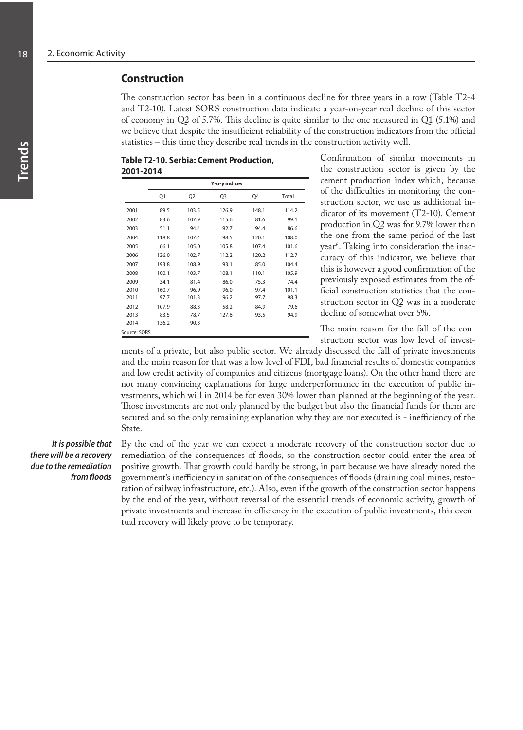## Construction

The construction sector has been in a continuous decline for three years in a row (Table T2-4 and T2-10). Latest SORS construction data indicate a year-on-year real decline of this sector of economy in Q2 of 5.7%. This decline is quite similar to the one measured in Q1 (5.1%) and we believe that despite the insufficient reliability of the construction indicators from the official statistics – this time they describe real trends in the construction activity well.

**Table T2-10. Serbia: Cement Production, 2001-2014**

| | Y-o-y indices | | | | |
|---|---|---|---|---|---|
| | Q1 | Q2 | Q3 | Q4 | Total |
| 2001 | 89.5 | 103.5 | 126.9 | 148.1 | 114.2 |
| 2002 | 83.6 | 107.9 | 115.6 | 81.6 | 99.1 |
| 2003 | 51.1 | 94.4 | 92.7 | 94.4 | 86.6 |
| 2004 | 118.8 | 107.4 | 98.5 | 120.1 | 108.0 |
| 2005 | 66.1 | 105.0 | 105.8 | 107.4 | 101.6 |
| 2006 | 136.0 | 102.7 | 112.2 | 120.2 | 112.7 |
| 2007 | 193.8 | 108.9 | 93.1 | 85.0 | 104.4 |
| 2008 | 100.1 | 103.7 | 108.1 | 110.1 | 105.9 |
| 2009 | 34.1 | 81.4 | 86.0 | 75.3 | 74.4 |
| 2010 | 160.7 | 96.9 | 96.0 | 97.4 | 101.1 |
| 2011 | 97.7 | 101.3 | 96.2 | 97.7 | 98.3 |
| 2012 | 107.9 | 88.3 | 58.2 | 84.9 | 79.6 |
| 2013 | 83.5 | 78.7 | 127.6 | 93.5 | 94.9 |
| 2014 | 136.2 | 90.3 | | | |

Source: SORS

Confirmation of similar movements in the construction sector is given by the cement production index which, because of the difficulties in monitoring the construction sector, we use as additional indicator of its movement (T2-10). Cement production in Q2 was for 9.7% lower than the one from the same period of the last year[6]. Taking into consideration the inaccuracy of this indicator, we believe that this is however a good confirmation of the previously exposed estimates from the official construction statistics that the construction sector in Q2 was in a moderate decline of somewhat over 5%.

The main reason for the fall of the construction sector was low level of investments of a private, but also public sector. We already discussed the fall of private investments and the main reason for that was a low level of FDI, bad financial results of domestic companies and low credit activity of companies and citizens (mortgage loans). On the other hand there are not many convincing explanations for large underperformance in the execution of public investments, which will in 2014 be for even 30% lower than planned at the beginning of the year. Those investments are not only planned by the budget but also the financial funds for them are secured and so the only remaining explanation why they are not executed is - inefficiency of the State.

***It is possible that there will be a recovery due to the remediation from floods***

By the end of the year we can expect a moderate recovery of the construction sector due to remediation of the consequences of floods, so the construction sector could enter the area of positive growth. That growth could hardly be strong, in part because we have already noted the government's inefficiency in sanitation of the consequences of floods (draining coal mines, restoration of railway infrastructure, etc.). Also, even if the growth of the construction sector happens by the end of the year, without reversal of the essential trends of economic activity, growth of private investments and increase in efficiency in the execution of public investments, this eventual recovery will likely prove to be temporary.